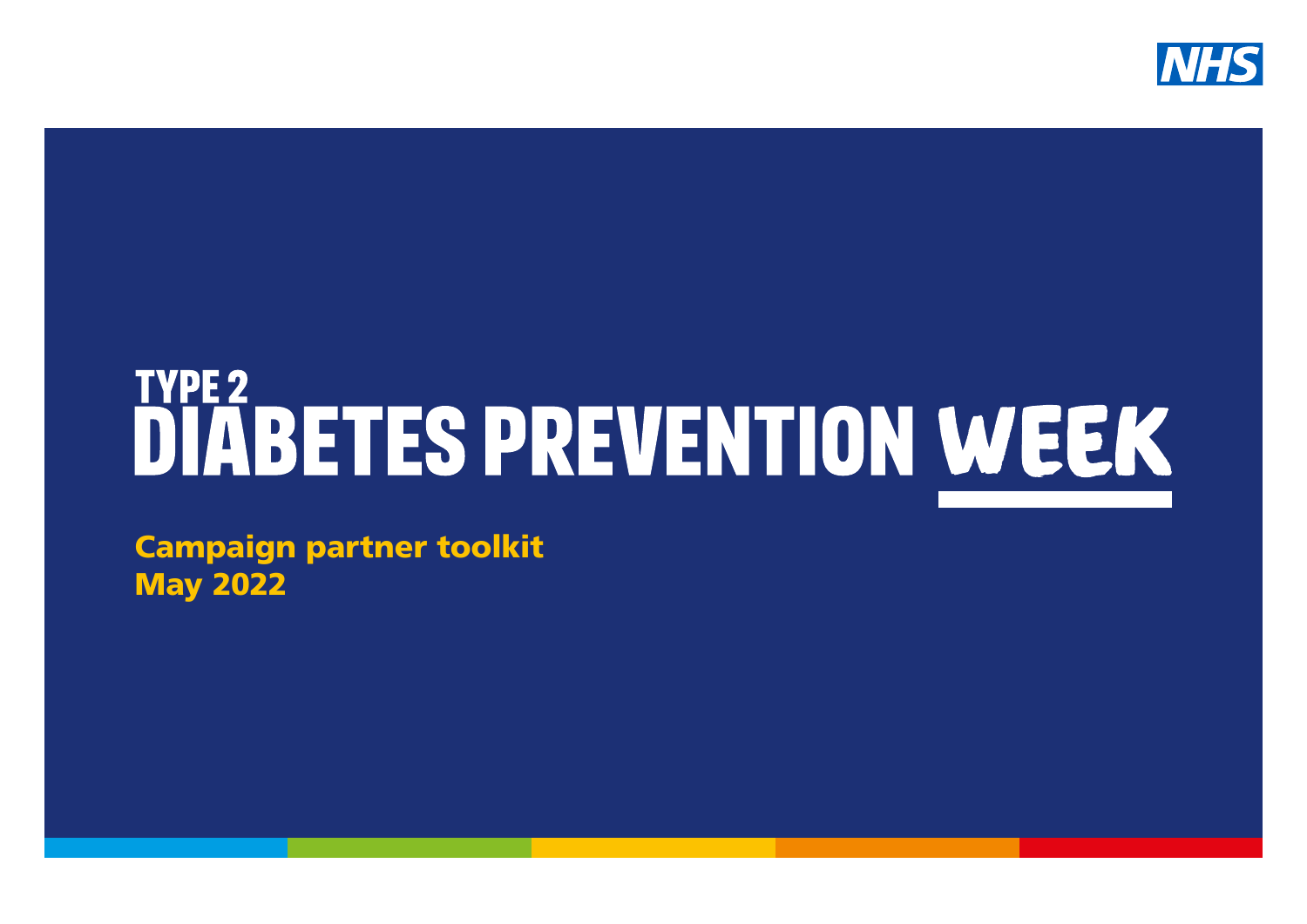NHS

# TYPE 2 DIABETES PREVENTION WEEK

**Campaign partner toolkit**
**May 2022**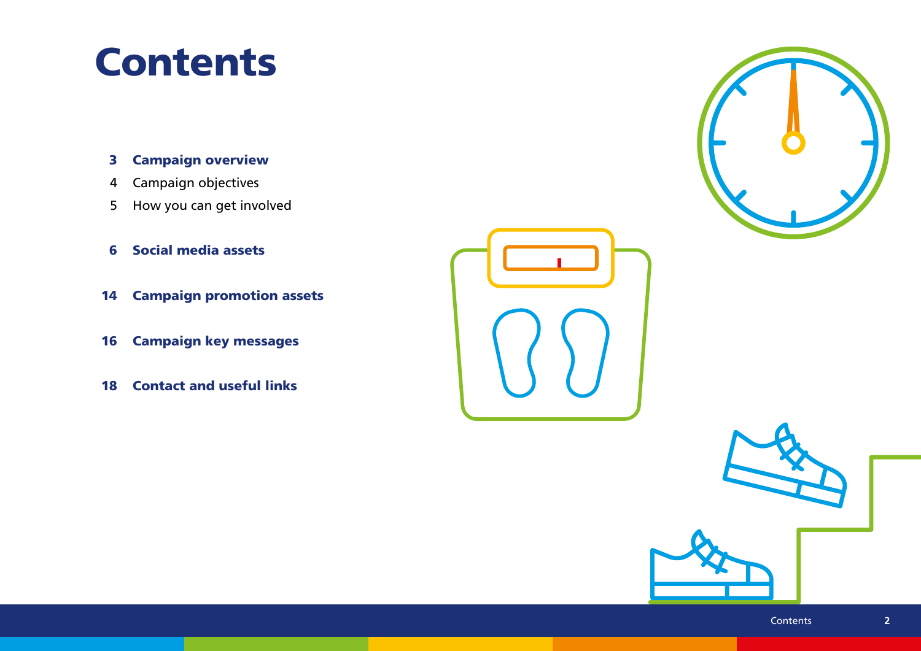# Contents

- **3 Campaign overview**
  - 4 Campaign objectives
  - 5 How you can get involved
- **6 Social media assets**
- **14 Campaign promotion assets**
- **16 Campaign key messages**
- **18 Contact and useful links**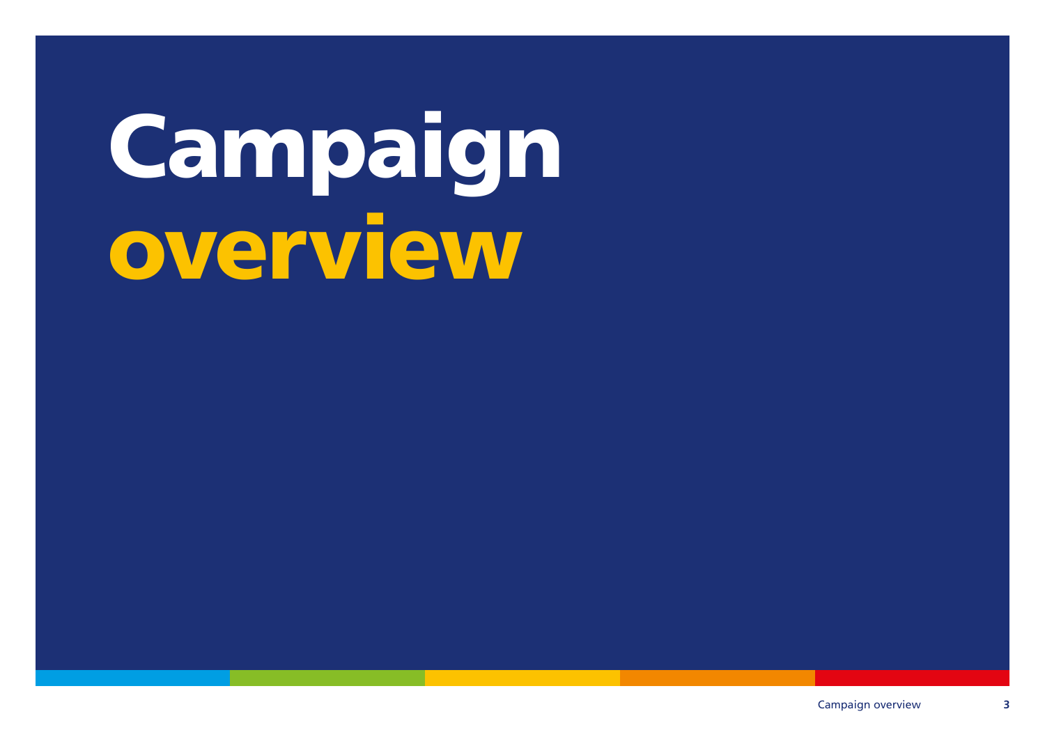# Campaign overview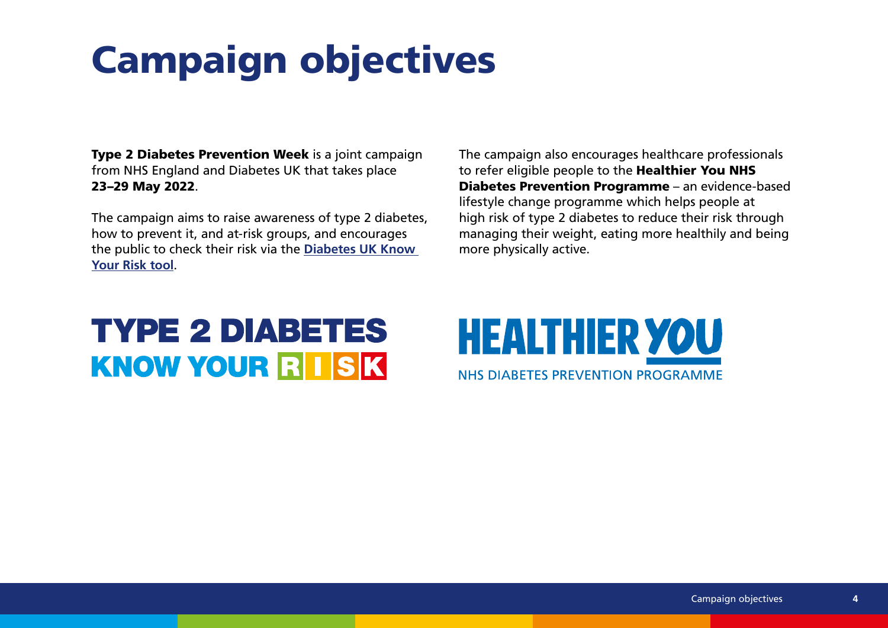# Campaign objectives

**Type 2 Diabetes Prevention Week** is a joint campaign from NHS England and Diabetes UK that takes place **23–29 May 2022**.

The campaign aims to raise awareness of type 2 diabetes, how to prevent it, and at-risk groups, and encourages the public to check their risk via the **Diabetes UK Know Your Risk tool**.

The campaign also encourages healthcare professionals to refer eligible people to the **Healthier You NHS Diabetes Prevention Programme** – an evidence-based lifestyle change programme which helps people at high risk of type 2 diabetes to reduce their risk through managing their weight, eating more healthily and being more physically active.

TYPE 2 DIABETES
KNOW YOUR RISK

HEALTHIER YOU
NHS DIABETES PREVENTION PROGRAMME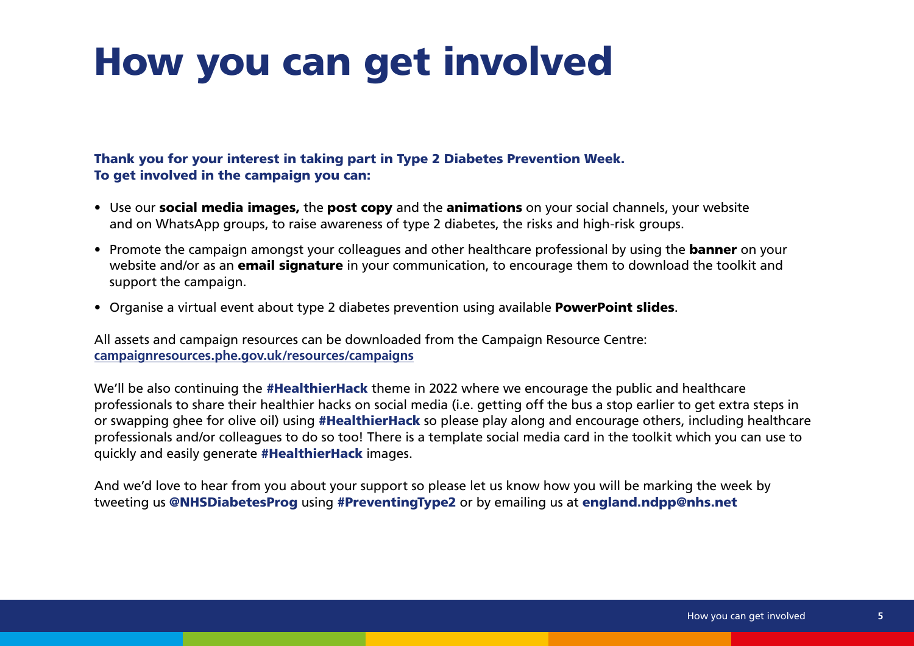# How you can get involved

**Thank you for your interest in taking part in Type 2 Diabetes Prevention Week. To get involved in the campaign you can:**

- Use our **social media images,** the **post copy** and the **animations** on your social channels, your website and on WhatsApp groups, to raise awareness of type 2 diabetes, the risks and high-risk groups.
- Promote the campaign amongst your colleagues and other healthcare professional by using the **banner** on your website and/or as an **email signature** in your communication, to encourage them to download the toolkit and support the campaign.
- Organise a virtual event about type 2 diabetes prevention using available **PowerPoint slides**.

All assets and campaign resources can be downloaded from the Campaign Resource Centre: **campaignresources.phe.gov.uk/resources/campaigns**

We'll be also continuing the **#HealthierHack** theme in 2022 where we encourage the public and healthcare professionals to share their healthier hacks on social media (i.e. getting off the bus a stop earlier to get extra steps in or swapping ghee for olive oil) using **#HealthierHack** so please play along and encourage others, including healthcare professionals and/or colleagues to do so too! There is a template social media card in the toolkit which you can use to quickly and easily generate **#HealthierHack** images.

And we'd love to hear from you about your support so please let us know how you will be marking the week by tweeting us **@NHSDiabetesProg** using **#PreventingType2** or by emailing us at **england.ndpp@nhs.net**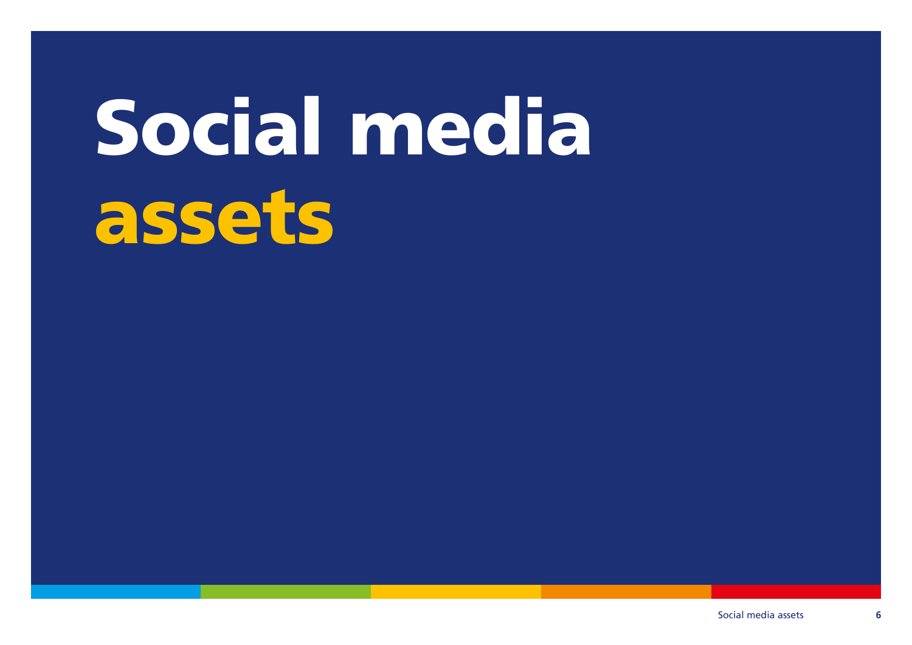# Social media assets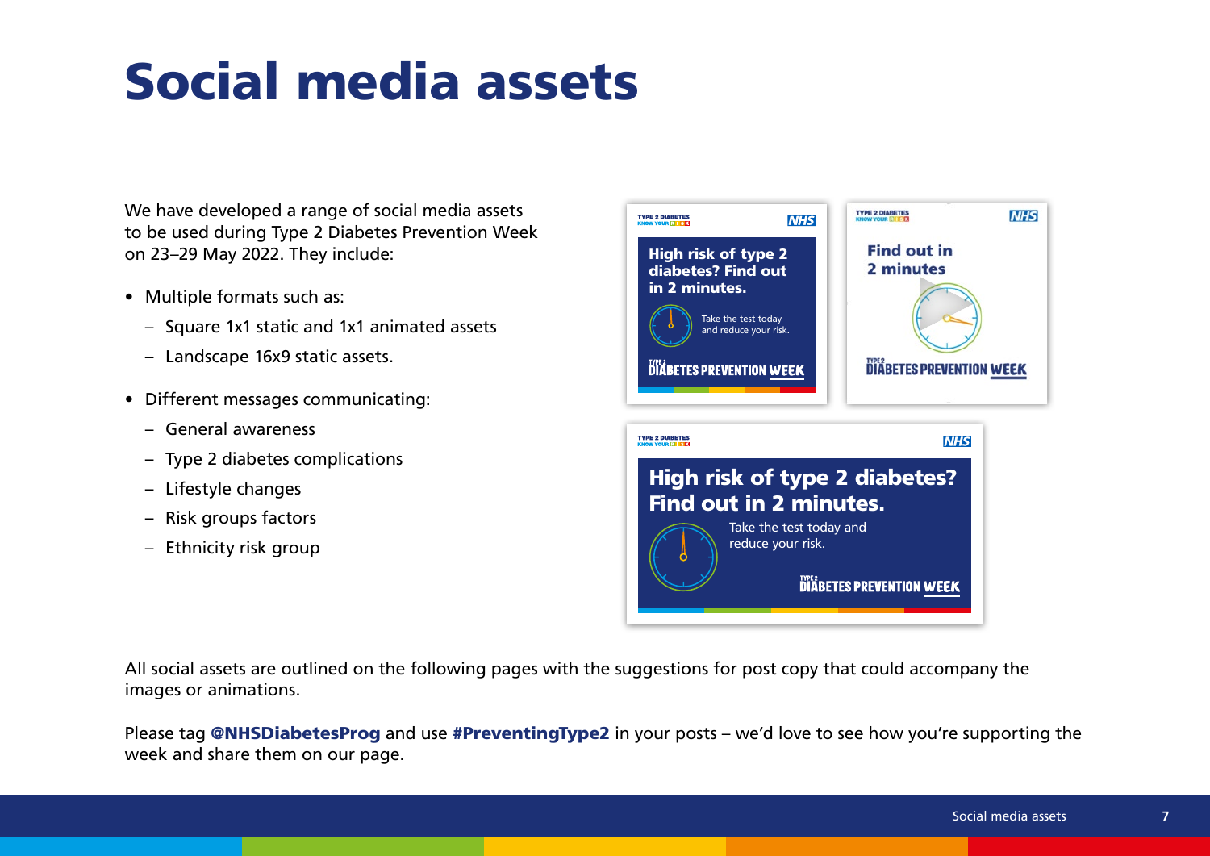# Social media assets

We have developed a range of social media assets to be used during Type 2 Diabetes Prevention Week on 23–29 May 2022. They include:

- Multiple formats such as:
  - Square 1x1 static and 1x1 animated assets
  - Landscape 16x9 static assets.
- Different messages communicating:
  - General awareness
  - Type 2 diabetes complications
  - Lifestyle changes
  - Risk groups factors
  - Ethnicity risk group

All social assets are outlined on the following pages with the suggestions for post copy that could accompany the images or animations.

Please tag **@NHSDiabetesProg** and use **#PreventingType2** in your posts – we'd love to see how you're supporting the week and share them on our page.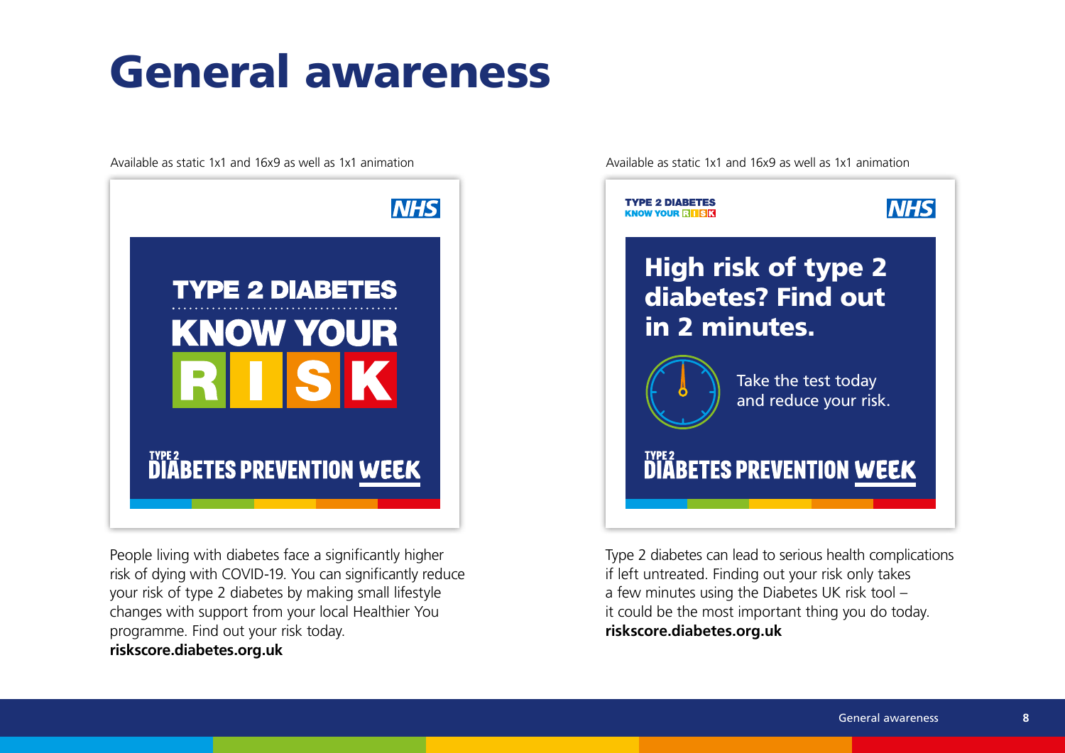# General awareness

Available as static 1x1 and 16x9 as well as 1x1 animation

NHS

TYPE 2 DIABETES

KNOW YOUR RISK

TYPE 2 DIABETES PREVENTION WEEK

People living with diabetes face a significantly higher risk of dying with COVID-19. You can significantly reduce your risk of type 2 diabetes by making small lifestyle changes with support from your local Healthier You programme. Find out your risk today.
**riskscore.diabetes.org.uk**

Available as static 1x1 and 16x9 as well as 1x1 animation

TYPE 2 DIABETES KNOW YOUR RISK

NHS

High risk of type 2 diabetes? Find out in 2 minutes.

Take the test today and reduce your risk.

TYPE 2 DIABETES PREVENTION WEEK

Type 2 diabetes can lead to serious health complications if left untreated. Finding out your risk only takes a few minutes using the Diabetes UK risk tool – it could be the most important thing you do today.
**riskscore.diabetes.org.uk**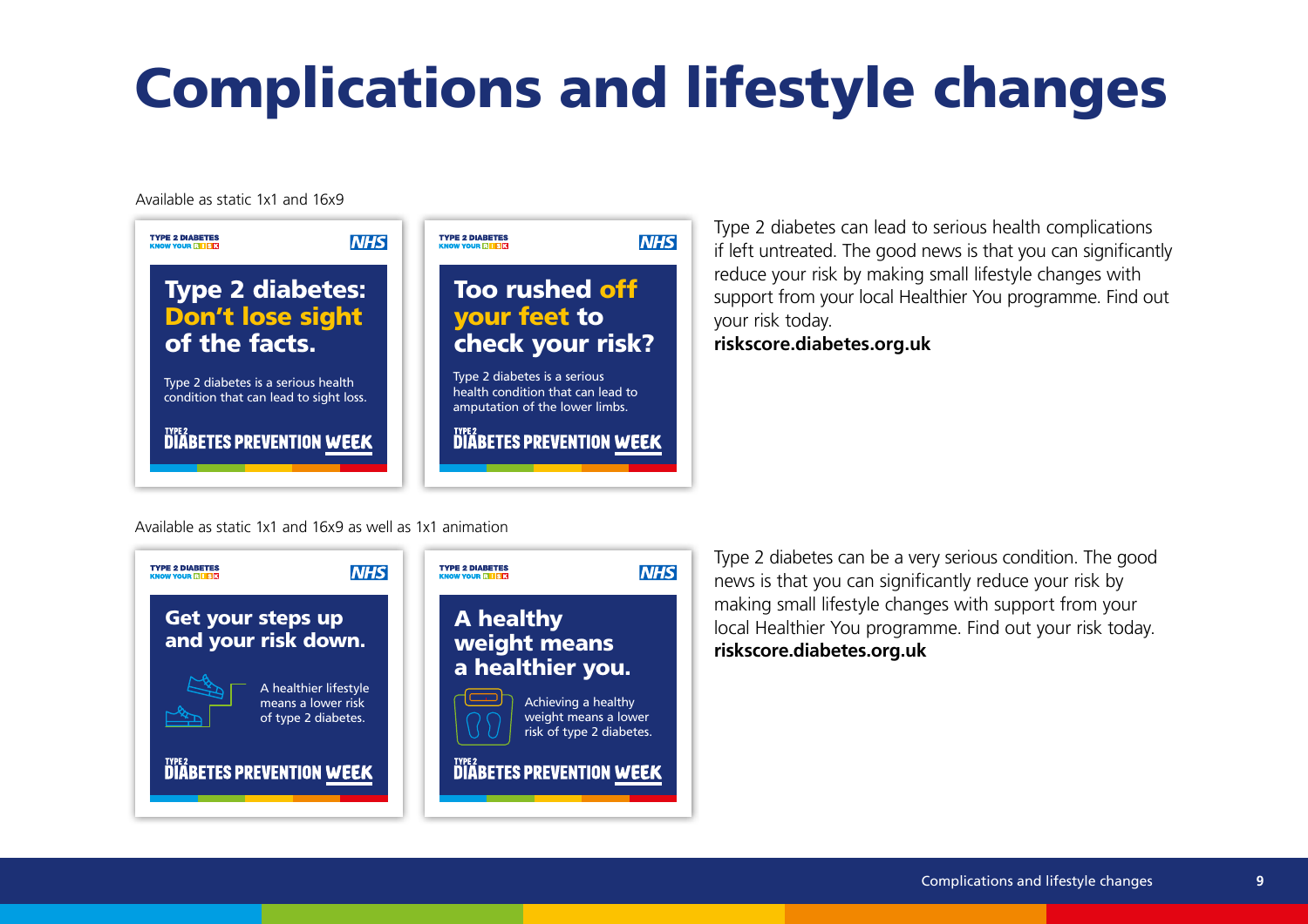# Complications and lifestyle changes

Available as static 1x1 and 16x9

TYPE 2 DIABETES KNOW YOUR RISK — NHS

**Type 2 diabetes: Don't lose sight of the facts.**

Type 2 diabetes is a serious health condition that can lead to sight loss.

TYPE 2 DIABETES PREVENTION WEEK

TYPE 2 DIABETES KNOW YOUR RISK — NHS

**Too rushed off your feet to check your risk?**

Type 2 diabetes is a serious health condition that can lead to amputation of the lower limbs.

TYPE 2 DIABETES PREVENTION WEEK

Type 2 diabetes can lead to serious health complications if left untreated. The good news is that you can significantly reduce your risk by making small lifestyle changes with support from your local Healthier You programme. Find out your risk today.
**riskscore.diabetes.org.uk**

Available as static 1x1 and 16x9 as well as 1x1 animation

TYPE 2 DIABETES KNOW YOUR RISK — NHS

**Get your steps up and your risk down.**

A healthier lifestyle means a lower risk of type 2 diabetes.

TYPE 2 DIABETES PREVENTION WEEK

TYPE 2 DIABETES KNOW YOUR RISK — NHS

**A healthy weight means a healthier you.**

Achieving a healthy weight means a lower risk of type 2 diabetes.

TYPE 2 DIABETES PREVENTION WEEK

Type 2 diabetes can be a very serious condition. The good news is that you can significantly reduce your risk by making small lifestyle changes with support from your local Healthier You programme. Find out your risk today.
**riskscore.diabetes.org.uk**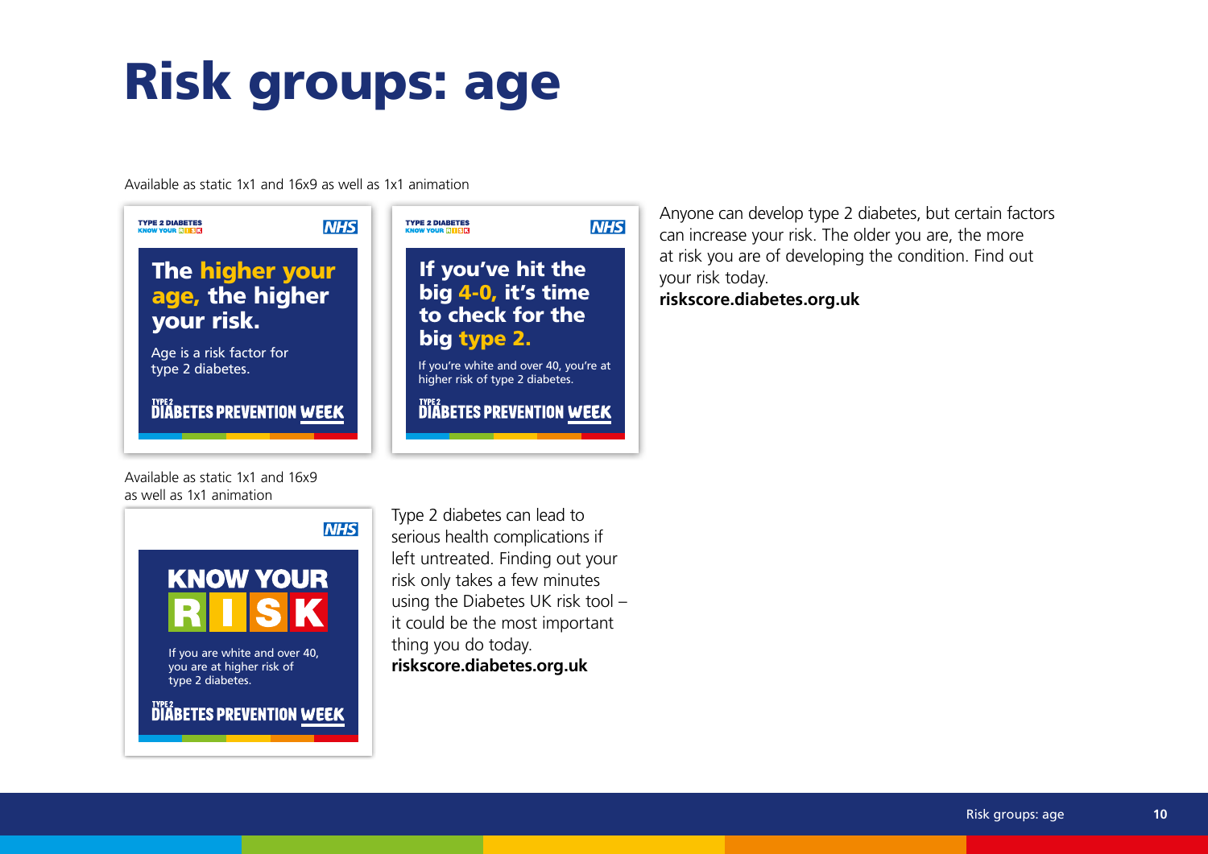# Risk groups: age

Available as static 1x1 and 16x9 as well as 1x1 animation

TYPE 2 DIABETES KNOW YOUR RISK

NHS

**The higher your age, the higher your risk.**

Age is a risk factor for type 2 diabetes.

TYPE 2 DIABETES PREVENTION WEEK

TYPE 2 DIABETES KNOW YOUR RISK

NHS

**If you've hit the big 4-0, it's time to check for the big type 2.**

If you're white and over 40, you're at higher risk of type 2 diabetes.

TYPE 2 DIABETES PREVENTION WEEK

Anyone can develop type 2 diabetes, but certain factors can increase your risk. The older you are, the more at risk you are of developing the condition. Find out your risk today.
**riskscore.diabetes.org.uk**

Available as static 1x1 and 16x9 as well as 1x1 animation

NHS

**KNOW YOUR RISK**

If you are white and over 40, you are at higher risk of type 2 diabetes.

TYPE 2 DIABETES PREVENTION WEEK

Type 2 diabetes can lead to serious health complications if left untreated. Finding out your risk only takes a few minutes using the Diabetes UK risk tool – it could be the most important thing you do today.
**riskscore.diabetes.org.uk**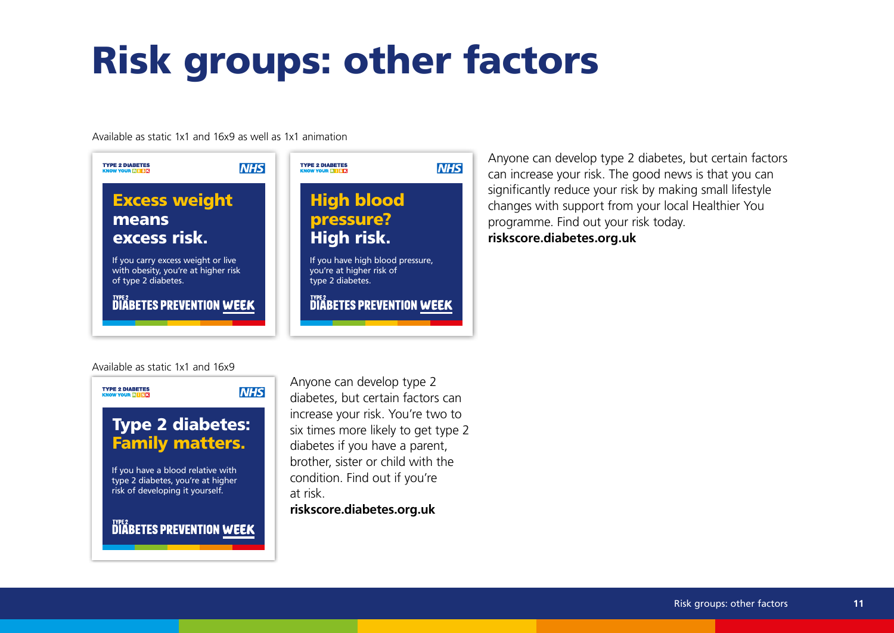# Risk groups: other factors

Available as static 1x1 and 16x9 as well as 1x1 animation

TYPE 2 DIABETES
KNOW YOUR RISK

NHS

**Excess weight means excess risk.**

If you carry excess weight or live with obesity, you're at higher risk of type 2 diabetes.

TYPE 2 DIABETES PREVENTION WEEK

TYPE 2 DIABETES
KNOW YOUR RISK

NHS

**High blood pressure? High risk.**

If you have high blood pressure, you're at higher risk of type 2 diabetes.

TYPE 2 DIABETES PREVENTION WEEK

Anyone can develop type 2 diabetes, but certain factors can increase your risk. The good news is that you can significantly reduce your risk by making small lifestyle changes with support from your local Healthier You programme. Find out your risk today.
**riskscore.diabetes.org.uk**

Available as static 1x1 and 16x9

TYPE 2 DIABETES
KNOW YOUR RISK

NHS

**Type 2 diabetes: Family matters.**

If you have a blood relative with type 2 diabetes, you're at higher risk of developing it yourself.

TYPE 2 DIABETES PREVENTION WEEK

Anyone can develop type 2 diabetes, but certain factors can increase your risk. You're two to six times more likely to get type 2 diabetes if you have a parent, brother, sister or child with the condition. Find out if you're at risk.
**riskscore.diabetes.org.uk**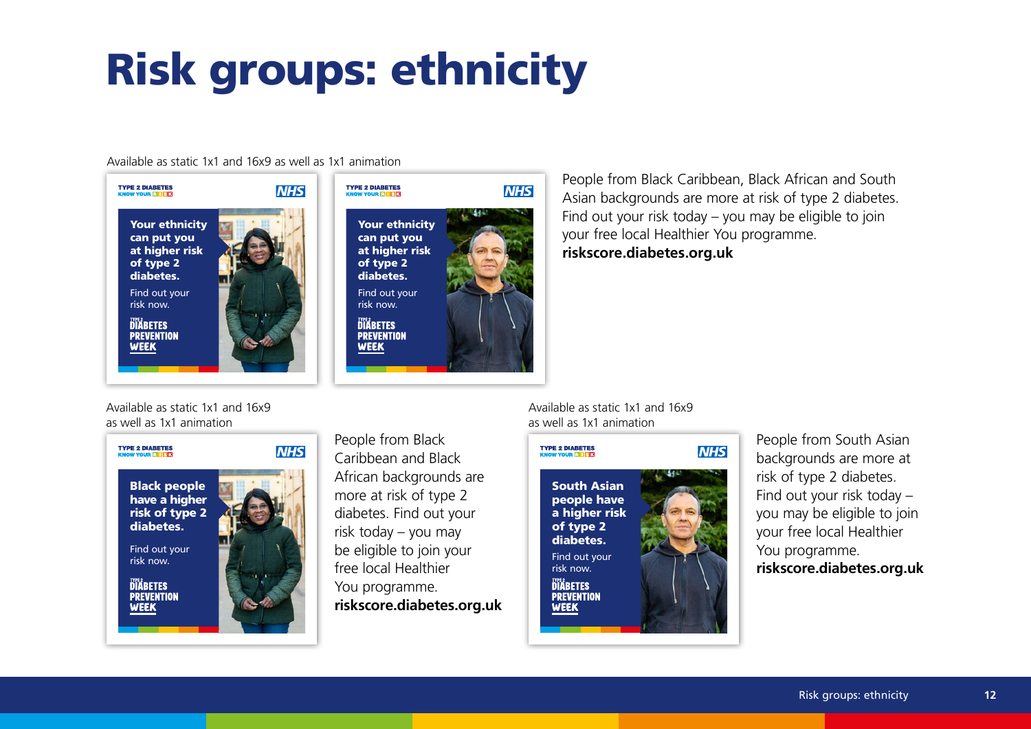# Risk groups: ethnicity

Available as static 1x1 and 16x9 as well as 1x1 animation

TYPE 2 DIABETES KNOW YOUR RISK | NHS

**Your ethnicity can put you at higher risk of type 2 diabetes.**

Find out your risk now.

TYPE 2 DIABETES PREVENTION WEEK

TYPE 2 DIABETES KNOW YOUR RISK | NHS

**Your ethnicity can put you at higher risk of type 2 diabetes.**

Find out your risk now.

TYPE 2 DIABETES PREVENTION WEEK

People from Black Caribbean, Black African and South Asian backgrounds are more at risk of type 2 diabetes. Find out your risk today – you may be eligible to join your free local Healthier You programme. **riskscore.diabetes.org.uk**

Available as static 1x1 and 16x9 as well as 1x1 animation

TYPE 2 DIABETES KNOW YOUR RISK | NHS

**Black people have a higher risk of type 2 diabetes.**

Find out your risk now.

TYPE 2 DIABETES PREVENTION WEEK

People from Black Caribbean and Black African backgrounds are more at risk of type 2 diabetes. Find out your risk today – you may be eligible to join your free local Healthier You programme. **riskscore.diabetes.org.uk**

Available as static 1x1 and 16x9 as well as 1x1 animation

TYPE 2 DIABETES KNOW YOUR RISK | NHS

**South Asian people have a higher risk of type 2 diabetes.**

Find out your risk now.

TYPE 2 DIABETES PREVENTION WEEK

People from South Asian backgrounds are more at risk of type 2 diabetes. Find out your risk today – you may be eligible to join your free local Healthier You programme. **riskscore.diabetes.org.uk**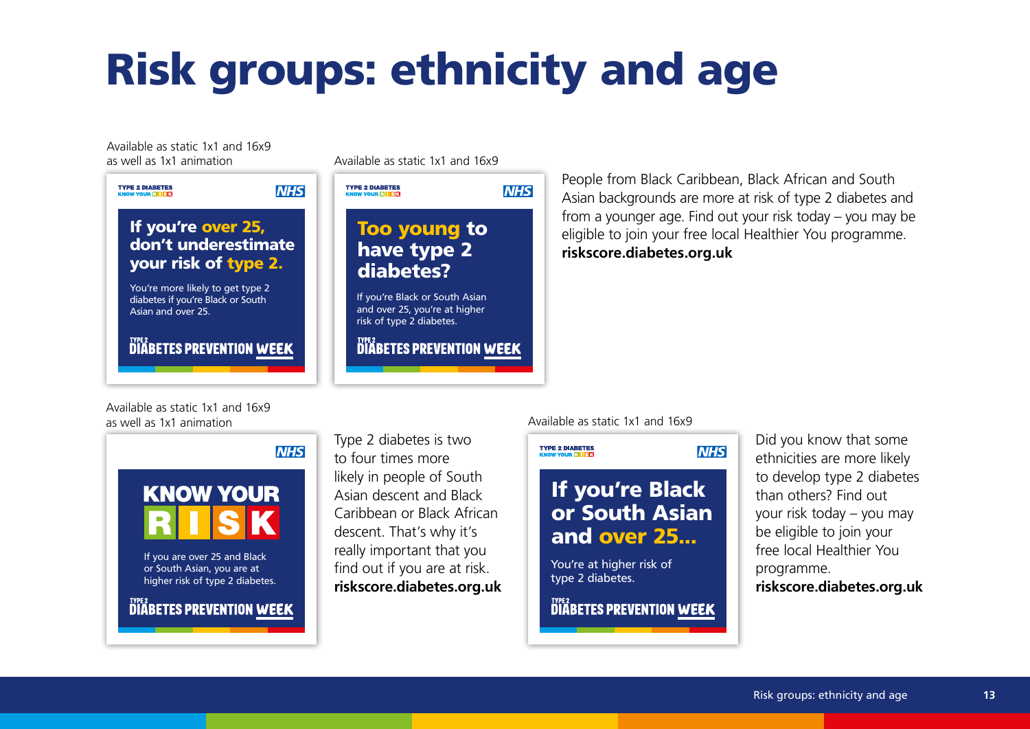# Risk groups: ethnicity and age

Available as static 1x1 and 16x9 as well as 1x1 animation

TYPE 2 DIABETES KNOW YOUR RISK — NHS

**If you're over 25, don't underestimate your risk of type 2.**

You're more likely to get type 2 diabetes if you're Black or South Asian and over 25.

TYPE 2 DIABETES PREVENTION WEEK

Available as static 1x1 and 16x9

TYPE 2 DIABETES KNOW YOUR RISK — NHS

**Too young to have type 2 diabetes?**

If you're Black or South Asian and over 25, you're at higher risk of type 2 diabetes.

TYPE 2 DIABETES PREVENTION WEEK

People from Black Caribbean, Black African and South Asian backgrounds are more at risk of type 2 diabetes and from a younger age. Find out your risk today – you may be eligible to join your free local Healthier You programme. **riskscore.diabetes.org.uk**

Available as static 1x1 and 16x9 as well as 1x1 animation

NHS

**KNOW YOUR RISK**

If you are over 25 and Black or South Asian, you are at higher risk of type 2 diabetes.

TYPE 2 DIABETES PREVENTION WEEK

Type 2 diabetes is two to four times more likely in people of South Asian descent and Black Caribbean or Black African descent. That's why it's really important that you find out if you are at risk. **riskscore.diabetes.org.uk**

Available as static 1x1 and 16x9

TYPE 2 DIABETES KNOW YOUR RISK — NHS

**If you're Black or South Asian and over 25...**

You're at higher risk of type 2 diabetes.

TYPE 2 DIABETES PREVENTION WEEK

Did you know that some ethnicities are more likely to develop type 2 diabetes than others? Find out your risk today – you may be eligible to join your free local Healthier You programme. **riskscore.diabetes.org.uk**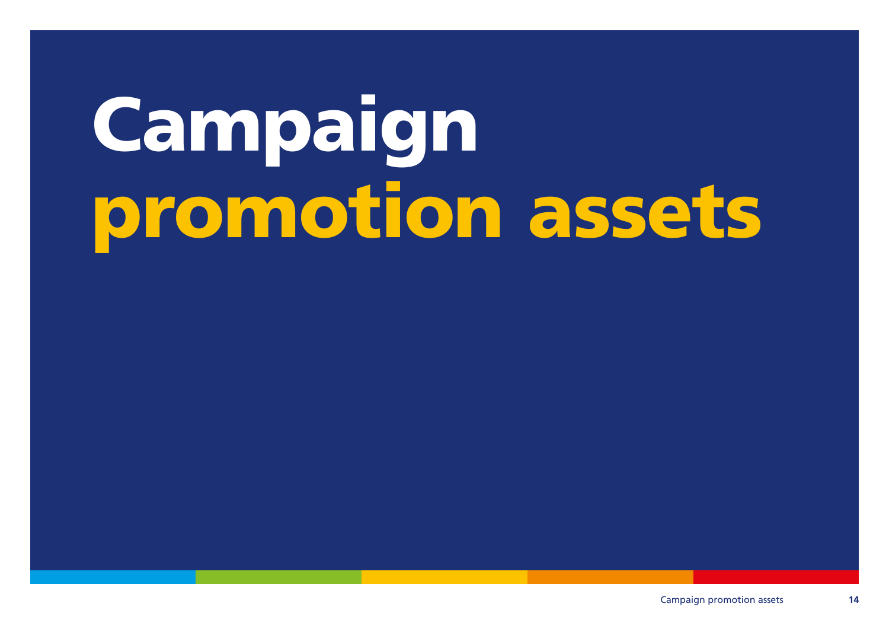# Campaign promotion assets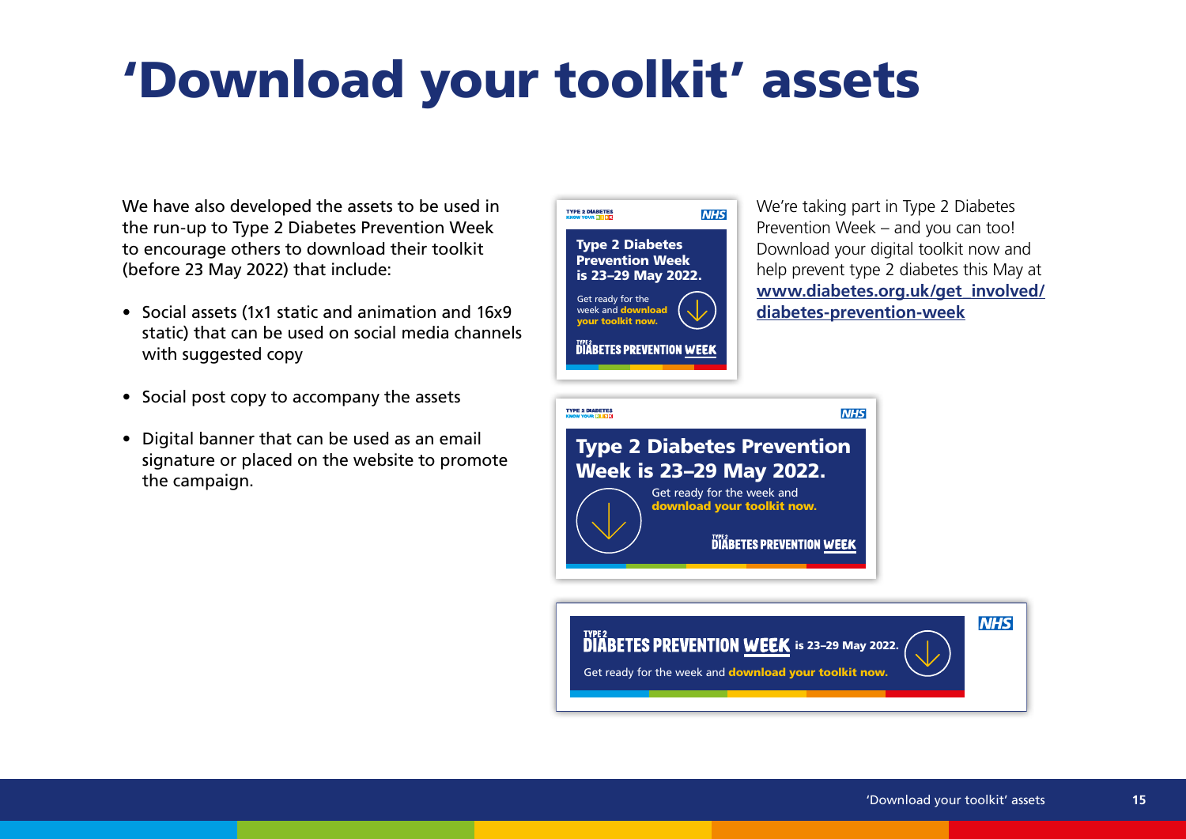# 'Download your toolkit' assets

We have also developed the assets to be used in the run-up to Type 2 Diabetes Prevention Week to encourage others to download their toolkit (before 23 May 2022) that include:

- Social assets (1x1 static and animation and 16x9 static) that can be used on social media channels with suggested copy
- Social post copy to accompany the assets
- Digital banner that can be used as an email signature or placed on the website to promote the campaign.

We're taking part in Type 2 Diabetes Prevention Week – and you can too! Download your digital toolkit now and help prevent type 2 diabetes this May at **www.diabetes.org.uk/get_involved/diabetes-prevention-week**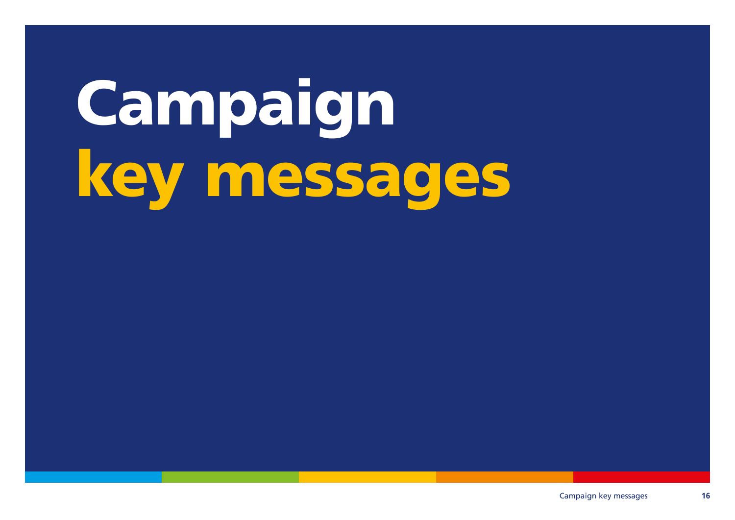# Campaign key messages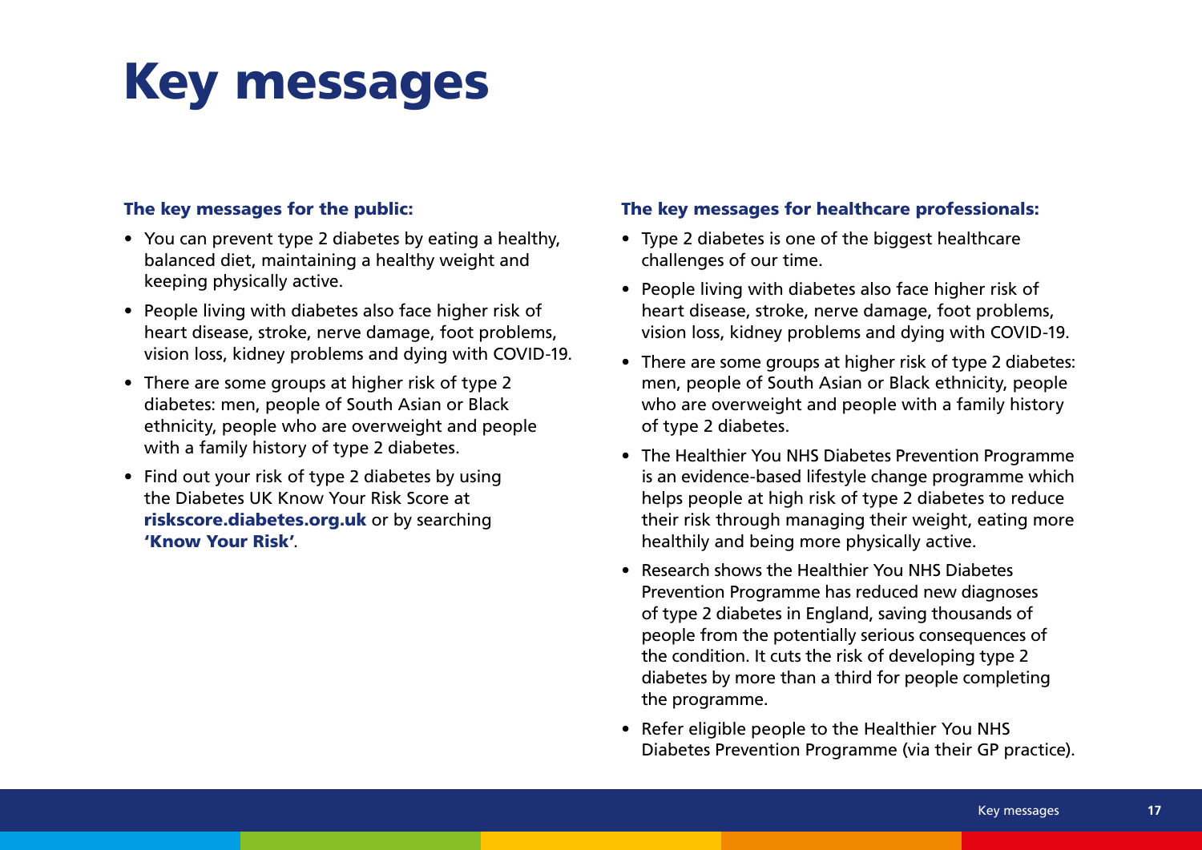# Key messages

### The key messages for the public:

- You can prevent type 2 diabetes by eating a healthy, balanced diet, maintaining a healthy weight and keeping physically active.
- People living with diabetes also face higher risk of heart disease, stroke, nerve damage, foot problems, vision loss, kidney problems and dying with COVID-19.
- There are some groups at higher risk of type 2 diabetes: men, people of South Asian or Black ethnicity, people who are overweight and people with a family history of type 2 diabetes.
- Find out your risk of type 2 diabetes by using the Diabetes UK Know Your Risk Score at **riskscore.diabetes.org.uk** or by searching **'Know Your Risk'**.

### The key messages for healthcare professionals:

- Type 2 diabetes is one of the biggest healthcare challenges of our time.
- People living with diabetes also face higher risk of heart disease, stroke, nerve damage, foot problems, vision loss, kidney problems and dying with COVID-19.
- There are some groups at higher risk of type 2 diabetes: men, people of South Asian or Black ethnicity, people who are overweight and people with a family history of type 2 diabetes.
- The Healthier You NHS Diabetes Prevention Programme is an evidence-based lifestyle change programme which helps people at high risk of type 2 diabetes to reduce their risk through managing their weight, eating more healthily and being more physically active.
- Research shows the Healthier You NHS Diabetes Prevention Programme has reduced new diagnoses of type 2 diabetes in England, saving thousands of people from the potentially serious consequences of the condition. It cuts the risk of developing type 2 diabetes by more than a third for people completing the programme.
- Refer eligible people to the Healthier You NHS Diabetes Prevention Programme (via their GP practice).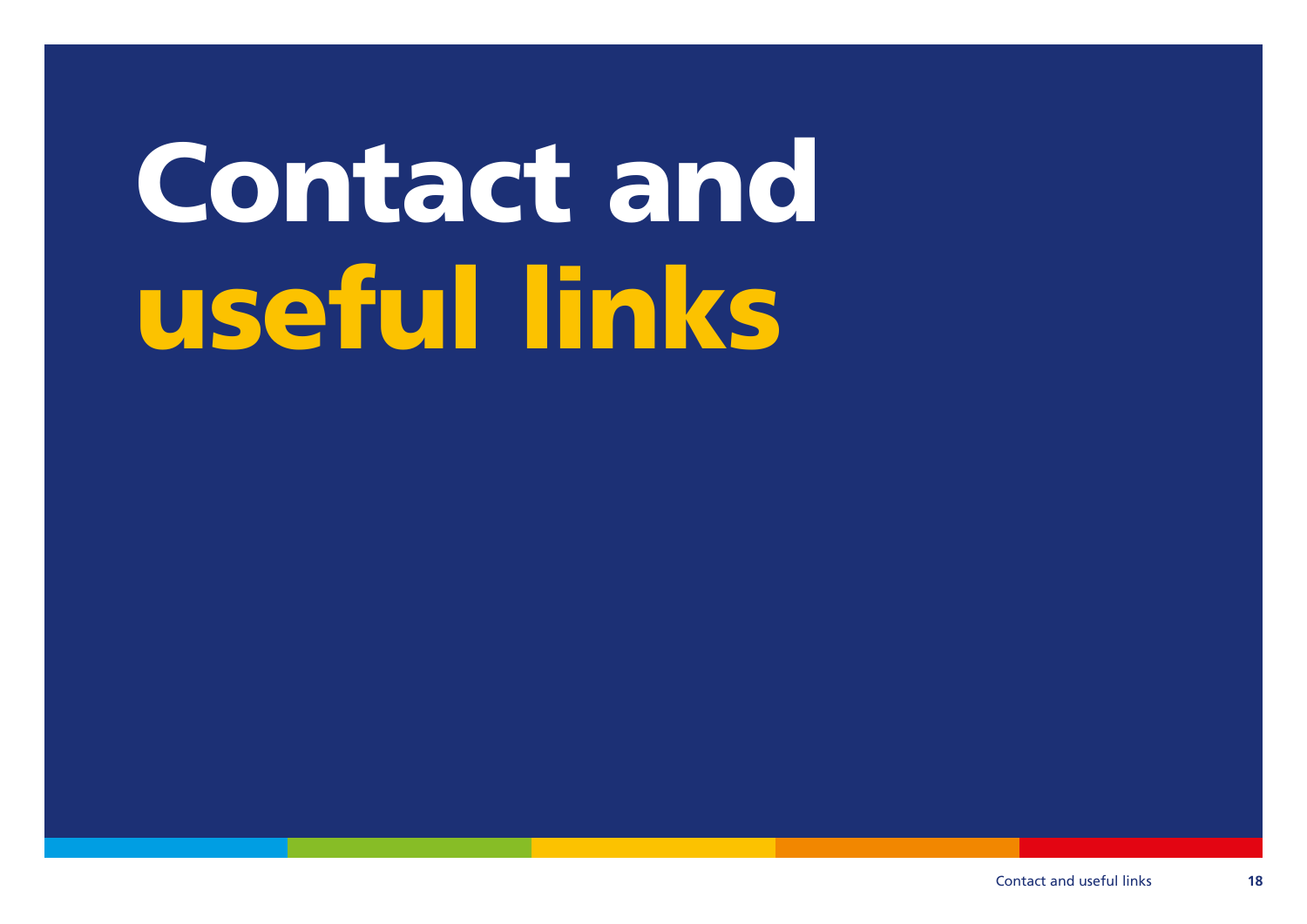# Contact and useful links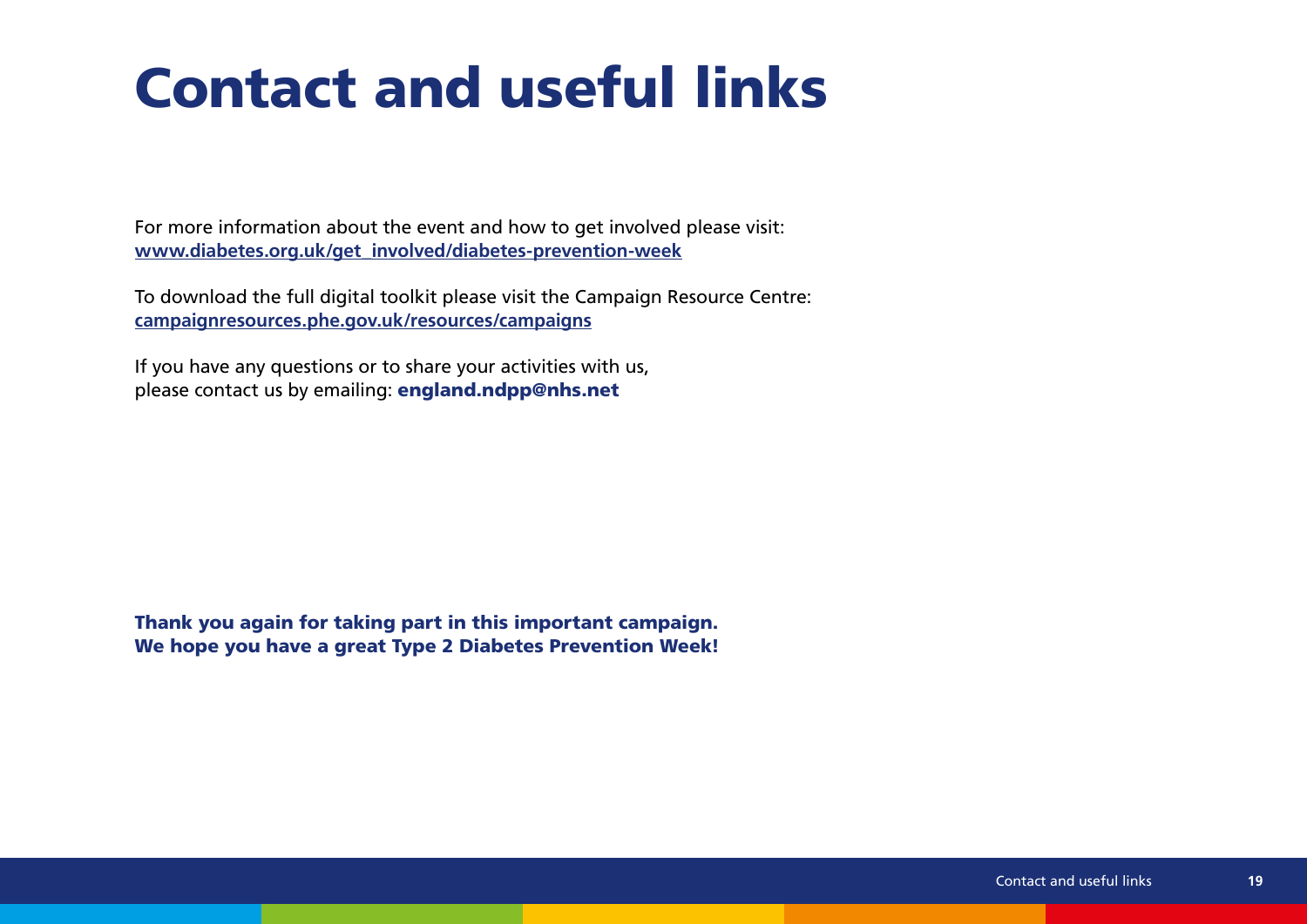# Contact and useful links

For more information about the event and how to get involved please visit:
**www.diabetes.org.uk/get_involved/diabetes-prevention-week**

To download the full digital toolkit please visit the Campaign Resource Centre:
**campaignresources.phe.gov.uk/resources/campaigns**

If you have any questions or to share your activities with us, please contact us by emailing: **england.ndpp@nhs.net**

**Thank you again for taking part in this important campaign.**
**We hope you have a great Type 2 Diabetes Prevention Week!**